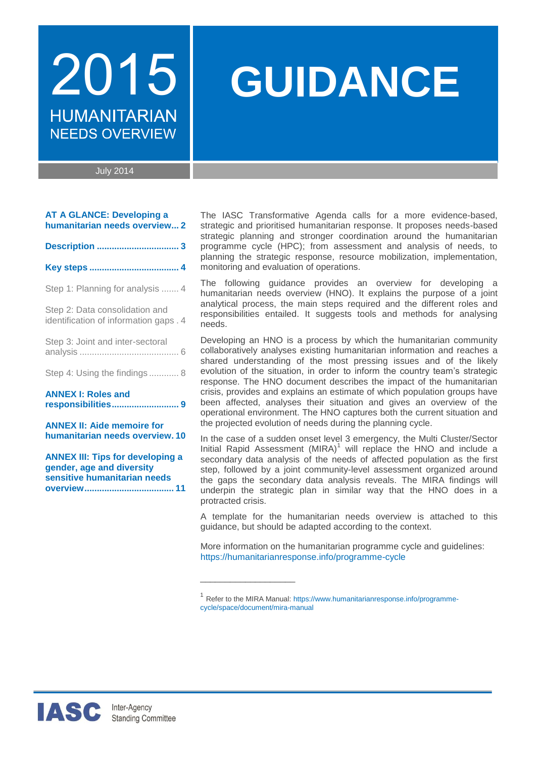# 2015 HUMANITARIAN NEEDS OVERVIEW

# GUIDANCE

July 2014

**AT A GLANCE: Developing a humanitarian needs overview... 2**

**Description ................................ 3**

**Key steps ................................... 4**

Step 1: Planning for analysis ....... 4

Step 2: Data consolidation and identification of information gaps . 4

Step 3: Joint and inter-sectoral analysis ....................................... 6

Step 4: Using the findings ............ 8

**ANNEX I: Roles and responsibilities.......................... 9**

**ANNEX II: Aide memoire for humanitarian needs overview. 10**

**ANNEX III: Tips for developing a gender, age and diversity sensitive humanitarian needs overview................................... 11**

The IASC Transformative Agenda calls for a more evidence-based, strategic and prioritised humanitarian response. It proposes needs-based strategic planning and stronger coordination around the humanitarian programme cycle (HPC); from assessment and analysis of needs, to planning the strategic response, resource mobilization, implementation, monitoring and evaluation of operations.

The following guidance provides an overview for developing a humanitarian needs overview (HNO). It explains the purpose of a joint analytical process, the main steps required and the different roles and responsibilities entailed. It suggests tools and methods for analysing needs.

Developing an HNO is a process by which the humanitarian community collaboratively analyses existing humanitarian information and reaches a shared understanding of the most pressing issues and of the likely evolution of the situation, in order to inform the country team's strategic response. The HNO document describes the impact of the humanitarian crisis, provides and explains an estimate of which population groups have been affected, analyses their situation and gives an overview of the operational environment. The HNO captures both the current situation and the projected evolution of needs during the planning cycle.

In the case of a sudden onset level 3 emergency, the Multi Cluster/Sector Initial Rapid Assessment (MIRA)[1] will replace the HNO and include a secondary data analysis of the needs of affected population as the first step, followed by a joint community-level assessment organized around the gaps the secondary data analysis reveals. The MIRA findings will underpin the strategic plan in similar way that the HNO does in a protracted crisis.

A template for the humanitarian needs overview is attached to this guidance, but should be adapted according to the context.

More information on the humanitarian programme cycle and guidelines: https://humanitarianresponse.info/programme-cycle

---

[1] Refer to the MIRA Manual: https://www.humanitarianresponse.info/programme-cycle/space/document/mira-manual

IASC Inter-Agency Standing Committee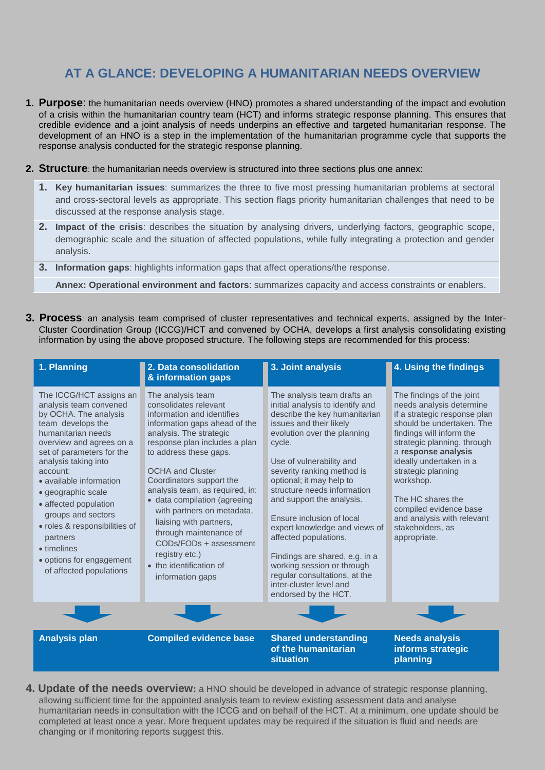# AT A GLANCE: DEVELOPING A HUMANITARIAN NEEDS OVERVIEW

1. **Purpose**: the humanitarian needs overview (HNO) promotes a shared understanding of the impact and evolution of a crisis within the humanitarian country team (HCT) and informs strategic response planning. This ensures that credible evidence and a joint analysis of needs underpins an effective and targeted humanitarian response. The development of an HNO is a step in the implementation of the humanitarian programme cycle that supports the response analysis conducted for the strategic response planning.

2. **Structure**: the humanitarian needs overview is structured into three sections plus one annex:

   1. **Key humanitarian issues**: summarizes the three to five most pressing humanitarian problems at sectoral and cross-sectoral levels as appropriate. This section flags priority humanitarian challenges that need to be discussed at the response analysis stage.
   2. **Impact of the crisis**: describes the situation by analysing drivers, underlying factors, geographic scope, demographic scale and the situation of affected populations, while fully integrating a protection and gender analysis.
   3. **Information gaps**: highlights information gaps that affect operations/the response.

   **Annex: Operational environment and factors**: summarizes capacity and access constraints or enablers.

3. **Process**: an analysis team comprised of cluster representatives and technical experts, assigned by the Inter-Cluster Coordination Group (ICCG)/HCT and convened by OCHA, develops a first analysis consolidating existing information by using the above proposed structure. The following steps are recommended for this process:

| 1. Planning | 2. Data consolidation & information gaps | 3. Joint analysis | 4. Using the findings |
|---|---|---|---|
| The ICCG/HCT assigns an analysis team convened by OCHA. The analysis team develops the humanitarian needs overview and agrees on a set of parameters for the analysis taking into account:<br>• available information<br>• geographic scale<br>• affected population groups and sectors<br>• roles & responsibilities of partners<br>• timelines<br>• options for engagement of affected populations | The analysis team consolidates relevant information and identifies information gaps ahead of the analysis. The strategic response plan includes a plan to address these gaps.<br><br>OCHA and Cluster Coordinators support the analysis team, as required, in:<br>• data compilation (agreeing with partners on metadata, liaising with partners, through maintenance of CODs/FODs + assessment registry etc.)<br>• the identification of information gaps | The analysis team drafts an initial analysis to identify and describe the key humanitarian issues and their likely evolution over the planning cycle.<br><br>Use of vulnerability and severity ranking method is optional; it may help to structure needs information and support the analysis.<br><br>Ensure inclusion of local expert knowledge and views of affected populations.<br><br>Findings are shared, e.g. in a working session or through regular consultations, at the inter-cluster level and endorsed by the HCT. | The findings of the joint needs analysis determine if a strategic response plan should be undertaken. The findings will inform the strategic planning, through a **response analysis** ideally undertaken in a strategic planning workshop.<br><br>The HC shares the compiled evidence base and analysis with relevant stakeholders, as appropriate. |
| **Analysis plan** | **Compiled evidence base** | **Shared understanding of the humanitarian situation** | **Needs analysis informs strategic planning** |

4. **Update of the needs overview:** a HNO should be developed in advance of strategic response planning, allowing sufficient time for the appointed analysis team to review existing assessment data and analyse humanitarian needs in consultation with the ICCG and on behalf of the HCT. At a minimum, one update should be completed at least once a year. More frequent updates may be required if the situation is fluid and needs are changing or if monitoring reports suggest this.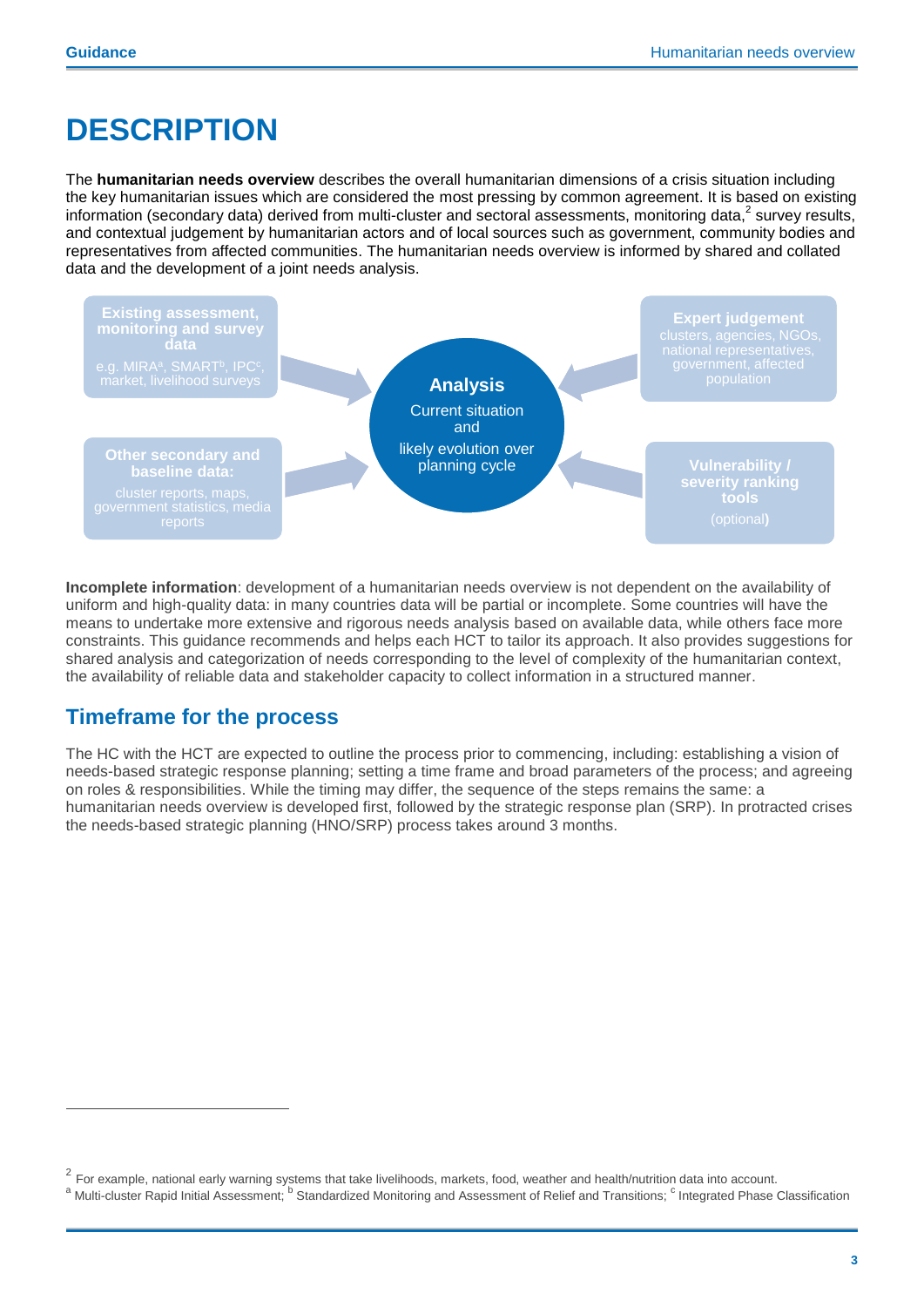# DESCRIPTION

The **humanitarian needs overview** describes the overall humanitarian dimensions of a crisis situation including the key humanitarian issues which are considered the most pressing by common agreement. It is based on existing information (secondary data) derived from multi-cluster and sectoral assessments, monitoring data,[2] survey results, and contextual judgement by humanitarian actors and of local sources such as government, community bodies and representatives from affected communities. The humanitarian needs overview is informed by shared and collated data and the development of a joint needs analysis.

**Existing assessment, monitoring and survey data**
e.g. MIRA[a], SMART[b], IPC[c], market, livelihood surveys

**Other secondary and baseline data:**
cluster reports, maps, government statistics, media reports

**Analysis**
Current situation and likely evolution over planning cycle

**Expert judgement**
clusters, agencies, NGOs, national representatives, government, affected population

**Vulnerability / severity ranking tools**
(optional)

**Incomplete information**: development of a humanitarian needs overview is not dependent on the availability of uniform and high-quality data: in many countries data will be partial or incomplete. Some countries will have the means to undertake more extensive and rigorous needs analysis based on available data, while others face more constraints. This guidance recommends and helps each HCT to tailor its approach. It also provides suggestions for shared analysis and categorization of needs corresponding to the level of complexity of the humanitarian context, the availability of reliable data and stakeholder capacity to collect information in a structured manner.

## Timeframe for the process

The HC with the HCT are expected to outline the process prior to commencing, including: establishing a vision of needs-based strategic response planning; setting a time frame and broad parameters of the process; and agreeing on roles & responsibilities. While the timing may differ, the sequence of the steps remains the same: a humanitarian needs overview is developed first, followed by the strategic response plan (SRP). In protracted crises the needs-based strategic planning (HNO/SRP) process takes around 3 months.

---

[2] For example, national early warning systems that take livelihoods, markets, food, weather and health/nutrition data into account.

[a] Multi-cluster Rapid Initial Assessment; [b] Standardized Monitoring and Assessment of Relief and Transitions; [c] Integrated Phase Classification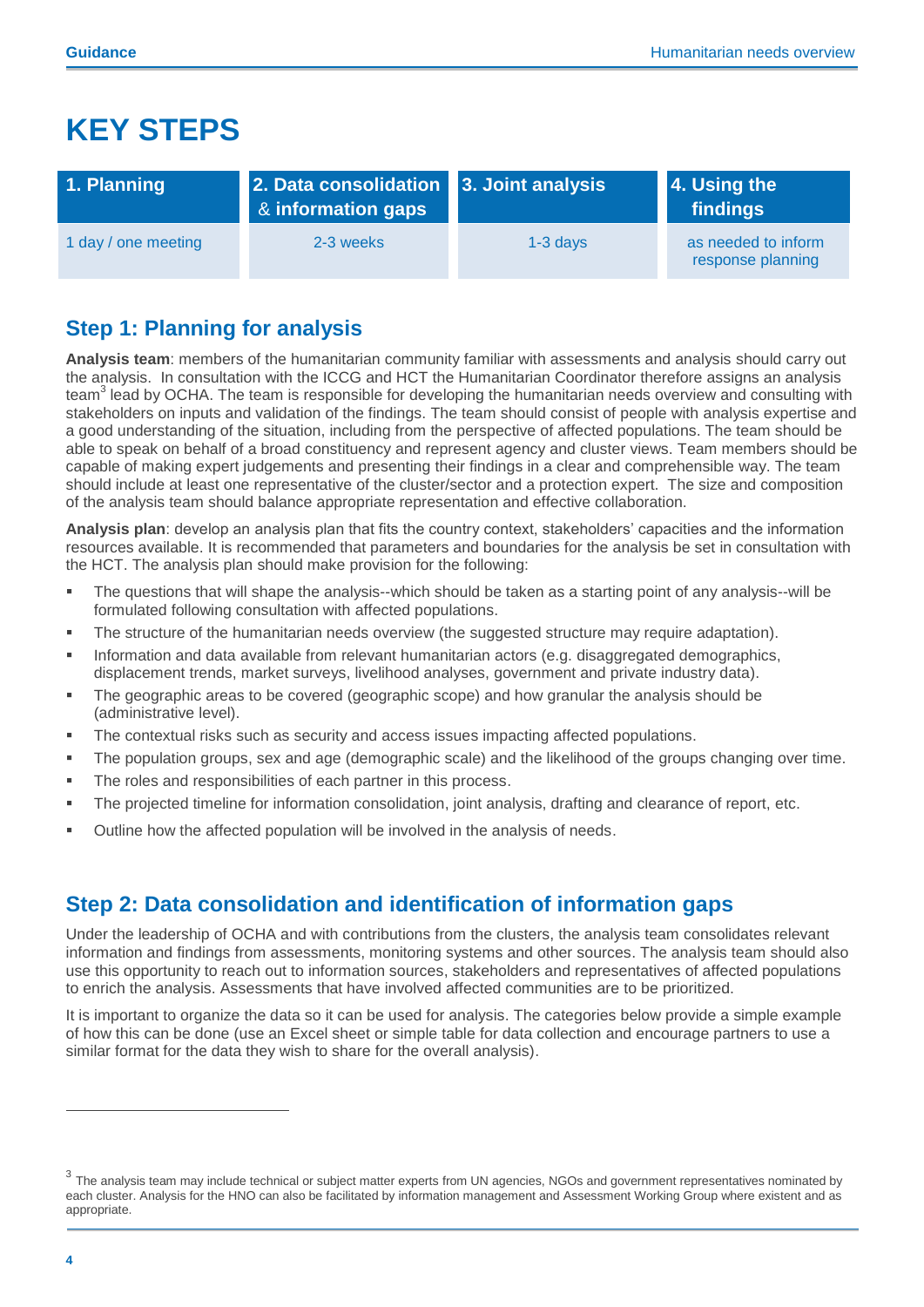# KEY STEPS

| 1. Planning | 2. Data consolidation & information gaps | 3. Joint analysis | 4. Using the findings |
| --- | --- | --- | --- |
| 1 day / one meeting | 2-3 weeks | 1-3 days | as needed to inform response planning |

## Step 1: Planning for analysis

**Analysis team**: members of the humanitarian community familiar with assessments and analysis should carry out the analysis. In consultation with the ICCG and HCT the Humanitarian Coordinator therefore assigns an analysis team[3] lead by OCHA. The team is responsible for developing the humanitarian needs overview and consulting with stakeholders on inputs and validation of the findings. The team should consist of people with analysis expertise and a good understanding of the situation, including from the perspective of affected populations. The team should be able to speak on behalf of a broad constituency and represent agency and cluster views. Team members should be capable of making expert judgements and presenting their findings in a clear and comprehensible way. The team should include at least one representative of the cluster/sector and a protection expert. The size and composition of the analysis team should balance appropriate representation and effective collaboration.

**Analysis plan**: develop an analysis plan that fits the country context, stakeholders' capacities and the information resources available. It is recommended that parameters and boundaries for the analysis be set in consultation with the HCT. The analysis plan should make provision for the following:

- The questions that will shape the analysis--which should be taken as a starting point of any analysis--will be formulated following consultation with affected populations.
- The structure of the humanitarian needs overview (the suggested structure may require adaptation).
- Information and data available from relevant humanitarian actors (e.g. disaggregated demographics, displacement trends, market surveys, livelihood analyses, government and private industry data).
- The geographic areas to be covered (geographic scope) and how granular the analysis should be (administrative level).
- The contextual risks such as security and access issues impacting affected populations.
- The population groups, sex and age (demographic scale) and the likelihood of the groups changing over time.
- The roles and responsibilities of each partner in this process.
- The projected timeline for information consolidation, joint analysis, drafting and clearance of report, etc.
- Outline how the affected population will be involved in the analysis of needs.

## Step 2: Data consolidation and identification of information gaps

Under the leadership of OCHA and with contributions from the clusters, the analysis team consolidates relevant information and findings from assessments, monitoring systems and other sources. The analysis team should also use this opportunity to reach out to information sources, stakeholders and representatives of affected populations to enrich the analysis. Assessments that have involved affected communities are to be prioritized.

It is important to organize the data so it can be used for analysis. The categories below provide a simple example of how this can be done (use an Excel sheet or simple table for data collection and encourage partners to use a similar format for the data they wish to share for the overall analysis).

---

[3] The analysis team may include technical or subject matter experts from UN agencies, NGOs and government representatives nominated by each cluster. Analysis for the HNO can also be facilitated by information management and Assessment Working Group where existent and as appropriate.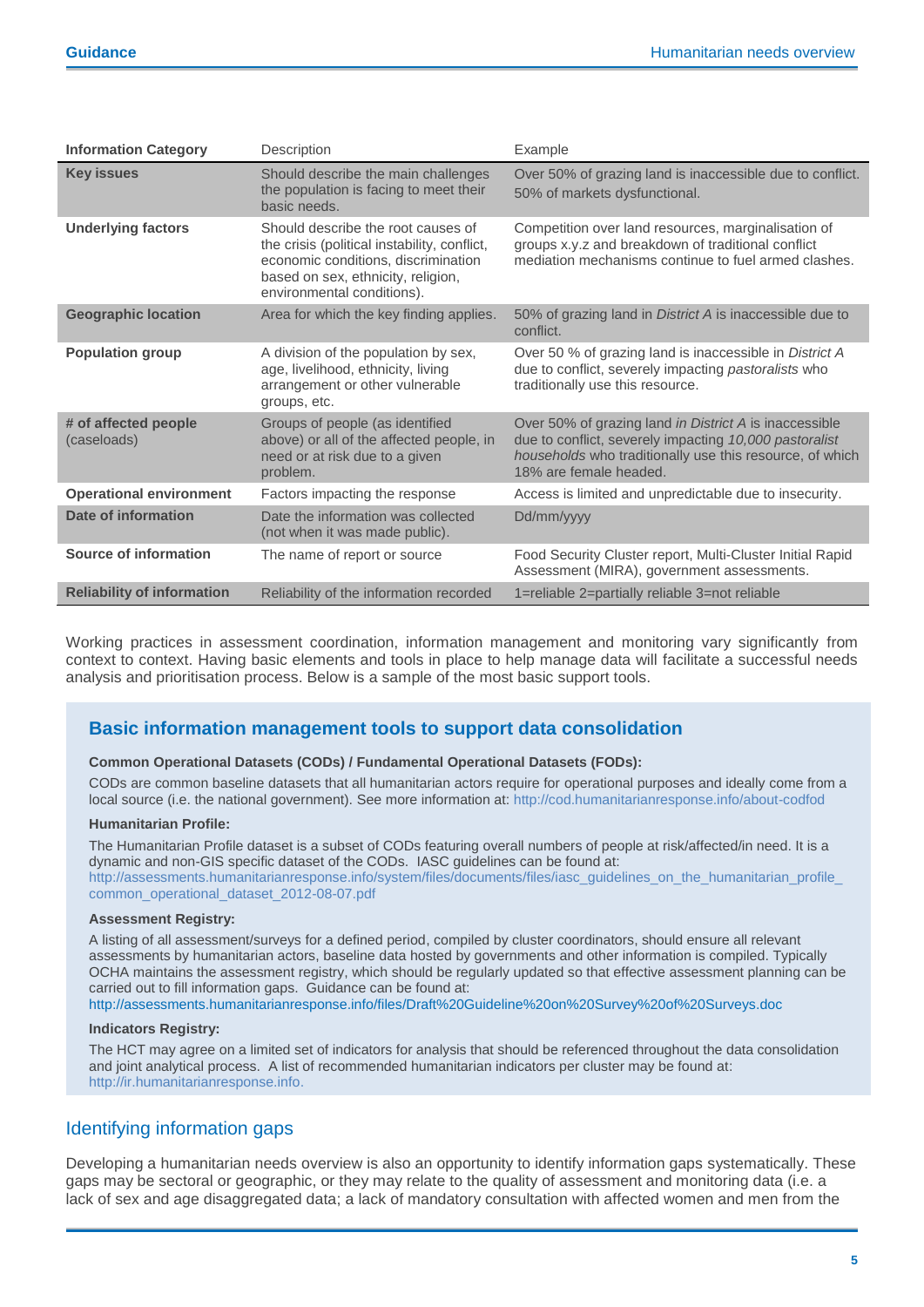| Information Category | Description | Example |
|---|---|---|
| **Key issues** | Should describe the main challenges the population is facing to meet their basic needs. | Over 50% of grazing land is inaccessible due to conflict. 50% of markets dysfunctional. |
| **Underlying factors** | Should describe the root causes of the crisis (political instability, conflict, economic conditions, discrimination based on sex, ethnicity, religion, environmental conditions). | Competition over land resources, marginalisation of groups x.y.z and breakdown of traditional conflict mediation mechanisms continue to fuel armed clashes. |
| **Geographic location** | Area for which the key finding applies. | 50% of grazing land in *District A* is inaccessible due to conflict. |
| **Population group** | A division of the population by sex, age, livelihood, ethnicity, living arrangement or other vulnerable groups, etc. | Over 50 % of grazing land is inaccessible in *District A* due to conflict, severely impacting *pastoralists* who traditionally use this resource. |
| **# of affected people** (caseloads) | Groups of people (as identified above) or all of the affected people, in need or at risk due to a given problem. | Over 50% of grazing land *in District A* is inaccessible due to conflict, severely impacting *10,000 pastoralist households* who traditionally use this resource, of which 18% are female headed. |
| **Operational environment** | Factors impacting the response | Access is limited and unpredictable due to insecurity. |
| **Date of information** | Date the information was collected (not when it was made public). | Dd/mm/yyyy |
| **Source of information** | The name of report or source | Food Security Cluster report, Multi-Cluster Initial Rapid Assessment (MIRA), government assessments. |
| **Reliability of information** | Reliability of the information recorded | 1=reliable 2=partially reliable 3=not reliable |

Working practices in assessment coordination, information management and monitoring vary significantly from context to context. Having basic elements and tools in place to help manage data will facilitate a successful needs analysis and prioritisation process. Below is a sample of the most basic support tools.

## Basic information management tools to support data consolidation

**Common Operational Datasets (CODs) / Fundamental Operational Datasets (FODs):**

CODs are common baseline datasets that all humanitarian actors require for operational purposes and ideally come from a local source (i.e. the national government). See more information at: http://cod.humanitarianresponse.info/about-codfod

**Humanitarian Profile:**

The Humanitarian Profile dataset is a subset of CODs featuring overall numbers of people at risk/affected/in need. It is a dynamic and non-GIS specific dataset of the CODs. IASC guidelines can be found at: http://assessments.humanitarianresponse.info/system/files/documents/files/iasc_guidelines_on_the_humanitarian_profile_common_operational_dataset_2012-08-07.pdf

**Assessment Registry:**

A listing of all assessment/surveys for a defined period, compiled by cluster coordinators, should ensure all relevant assessments by humanitarian actors, baseline data hosted by governments and other information is compiled. Typically OCHA maintains the assessment registry, which should be regularly updated so that effective assessment planning can be carried out to fill information gaps. Guidance can be found at: http://assessments.humanitarianresponse.info/files/Draft%20Guideline%20on%20Survey%20of%20Surveys.doc

**Indicators Registry:**

The HCT may agree on a limited set of indicators for analysis that should be referenced throughout the data consolidation and joint analytical process. A list of recommended humanitarian indicators per cluster may be found at: http://ir.humanitarianresponse.info.

## Identifying information gaps

Developing a humanitarian needs overview is also an opportunity to identify information gaps systematically. These gaps may be sectoral or geographic, or they may relate to the quality of assessment and monitoring data (i.e. a lack of sex and age disaggregated data; a lack of mandatory consultation with affected women and men from the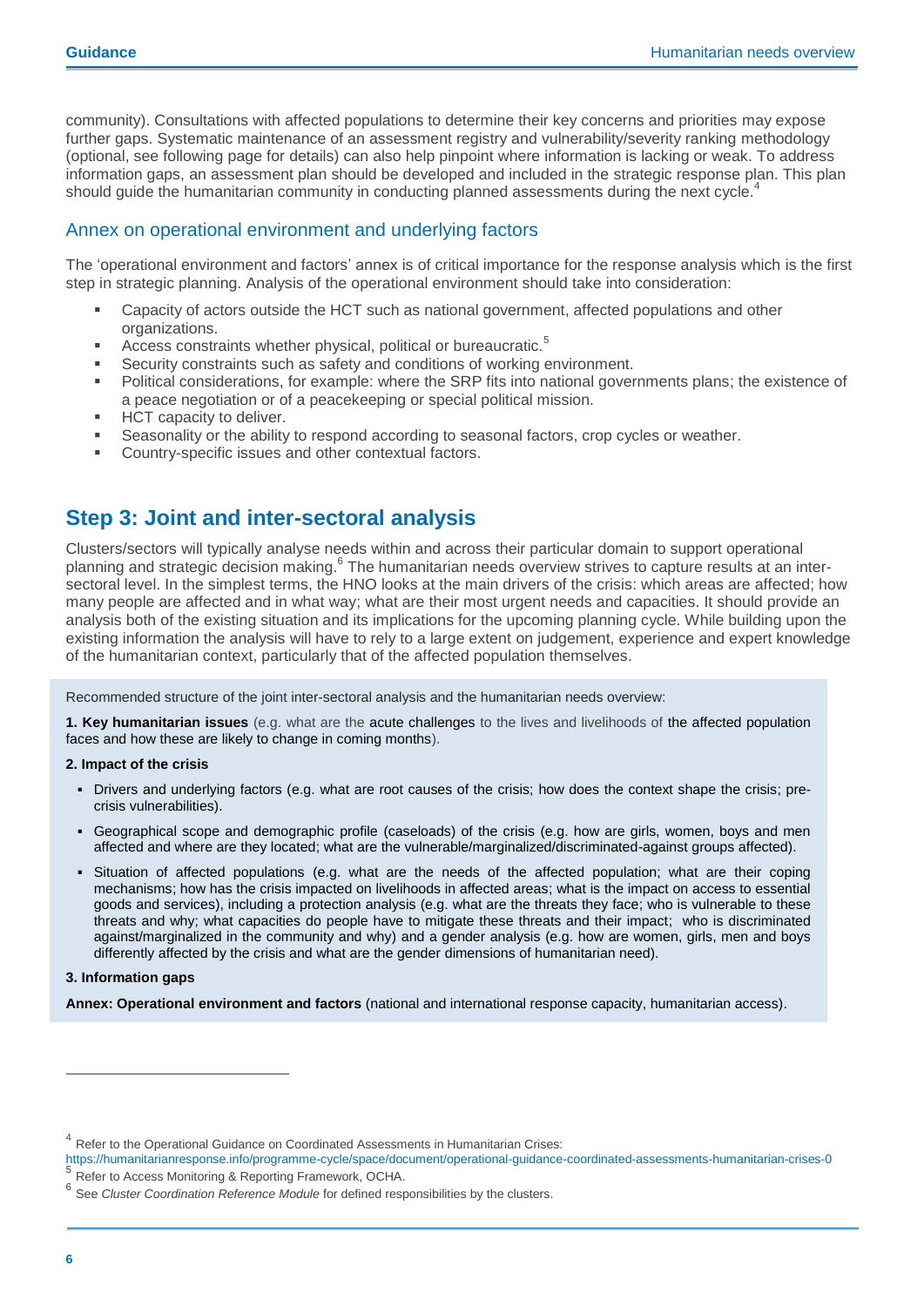community). Consultations with affected populations to determine their key concerns and priorities may expose further gaps. Systematic maintenance of an assessment registry and vulnerability/severity ranking methodology (optional, see following page for details) can also help pinpoint where information is lacking or weak. To address information gaps, an assessment plan should be developed and included in the strategic response plan. This plan should guide the humanitarian community in conducting planned assessments during the next cycle.[4]

### Annex on operational environment and underlying factors

The 'operational environment and factors' annex is of critical importance for the response analysis which is the first step in strategic planning. Analysis of the operational environment should take into consideration:

- Capacity of actors outside the HCT such as national government, affected populations and other organizations.
- Access constraints whether physical, political or bureaucratic.[5]
- Security constraints such as safety and conditions of working environment.
- Political considerations, for example: where the SRP fits into national governments plans; the existence of a peace negotiation or of a peacekeeping or special political mission.
- HCT capacity to deliver.
- Seasonality or the ability to respond according to seasonal factors, crop cycles or weather.
- Country-specific issues and other contextual factors.

## Step 3: Joint and inter-sectoral analysis

Clusters/sectors will typically analyse needs within and across their particular domain to support operational planning and strategic decision making.[6] The humanitarian needs overview strives to capture results at an inter-sectoral level. In the simplest terms, the HNO looks at the main drivers of the crisis: which areas are affected; how many people are affected and in what way; what are their most urgent needs and capacities. It should provide an analysis both of the existing situation and its implications for the upcoming planning cycle. While building upon the existing information the analysis will have to rely to a large extent on judgement, experience and expert knowledge of the humanitarian context, particularly that of the affected population themselves.

Recommended structure of the joint inter-sectoral analysis and the humanitarian needs overview:

**1. Key humanitarian issues** (e.g. what are the acute challenges to the lives and livelihoods of the affected population faces and how these are likely to change in coming months).

**2. Impact of the crisis**

- Drivers and underlying factors (e.g. what are root causes of the crisis; how does the context shape the crisis; pre-crisis vulnerabilities).
- Geographical scope and demographic profile (caseloads) of the crisis (e.g. how are girls, women, boys and men affected and where are they located; what are the vulnerable/marginalized/discriminated-against groups affected).
- Situation of affected populations (e.g. what are the needs of the affected population; what are their coping mechanisms; how has the crisis impacted on livelihoods in affected areas; what is the impact on access to essential goods and services), including a protection analysis (e.g. what are the threats they face; who is vulnerable to these threats and why; what capacities do people have to mitigate these threats and their impact; who is discriminated against/marginalized in the community and why) and a gender analysis (e.g. how are women, girls, men and boys differently affected by the crisis and what are the gender dimensions of humanitarian need).

**3. Information gaps**

**Annex: Operational environment and factors** (national and international response capacity, humanitarian access).

---

[4] Refer to the Operational Guidance on Coordinated Assessments in Humanitarian Crises: https://humanitarianresponse.info/programme-cycle/space/document/operational-guidance-coordinated-assessments-humanitarian-crises-0

[5] Refer to Access Monitoring & Reporting Framework, OCHA.

[6] See *Cluster Coordination Reference Module* for defined responsibilities by the clusters.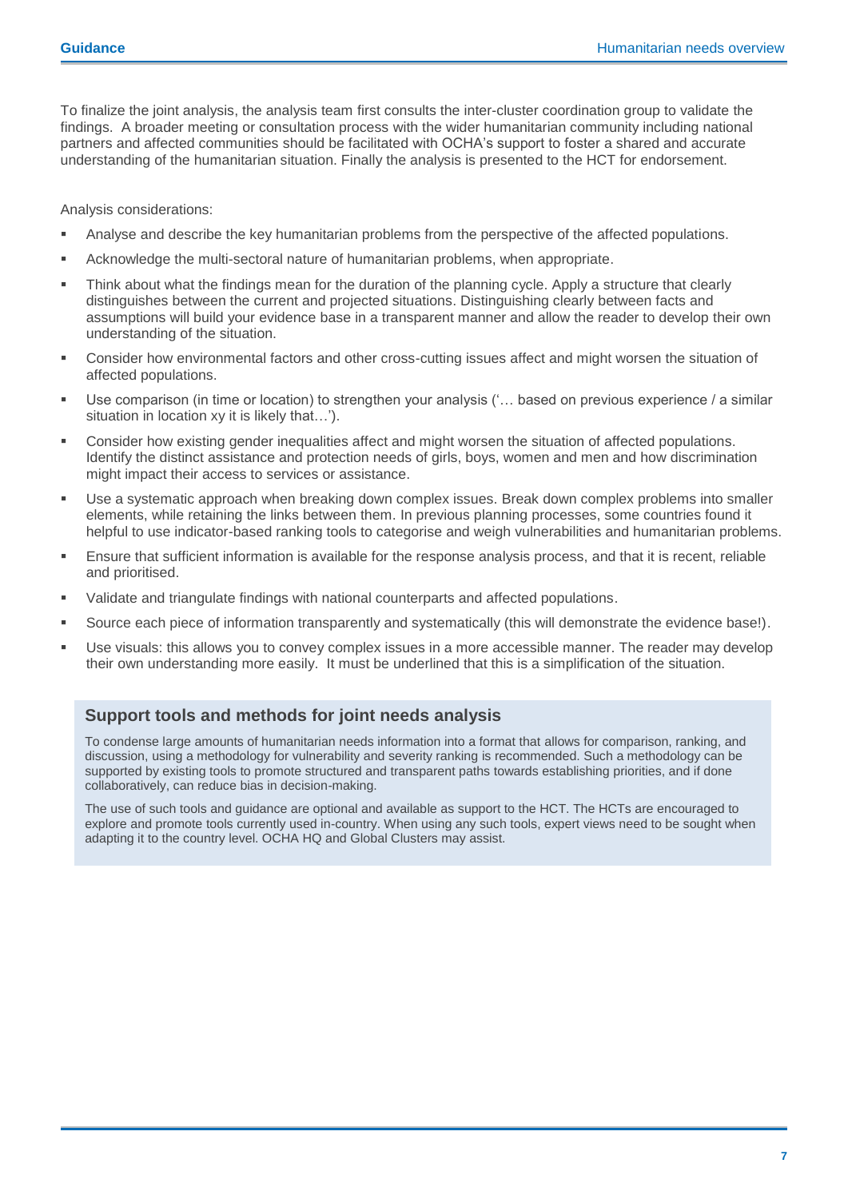To finalize the joint analysis, the analysis team first consults the inter-cluster coordination group to validate the findings. A broader meeting or consultation process with the wider humanitarian community including national partners and affected communities should be facilitated with OCHA's support to foster a shared and accurate understanding of the humanitarian situation. Finally the analysis is presented to the HCT for endorsement.

Analysis considerations:

- Analyse and describe the key humanitarian problems from the perspective of the affected populations.
- Acknowledge the multi-sectoral nature of humanitarian problems, when appropriate.
- Think about what the findings mean for the duration of the planning cycle. Apply a structure that clearly distinguishes between the current and projected situations. Distinguishing clearly between facts and assumptions will build your evidence base in a transparent manner and allow the reader to develop their own understanding of the situation.
- Consider how environmental factors and other cross-cutting issues affect and might worsen the situation of affected populations.
- Use comparison (in time or location) to strengthen your analysis ('… based on previous experience / a similar situation in location xy it is likely that…').
- Consider how existing gender inequalities affect and might worsen the situation of affected populations. Identify the distinct assistance and protection needs of girls, boys, women and men and how discrimination might impact their access to services or assistance.
- Use a systematic approach when breaking down complex issues. Break down complex problems into smaller elements, while retaining the links between them. In previous planning processes, some countries found it helpful to use indicator-based ranking tools to categorise and weigh vulnerabilities and humanitarian problems.
- Ensure that sufficient information is available for the response analysis process, and that it is recent, reliable and prioritised.
- Validate and triangulate findings with national counterparts and affected populations.
- Source each piece of information transparently and systematically (this will demonstrate the evidence base!).
- Use visuals: this allows you to convey complex issues in a more accessible manner. The reader may develop their own understanding more easily. It must be underlined that this is a simplification of the situation.

### Support tools and methods for joint needs analysis

To condense large amounts of humanitarian needs information into a format that allows for comparison, ranking, and discussion, using a methodology for vulnerability and severity ranking is recommended. Such a methodology can be supported by existing tools to promote structured and transparent paths towards establishing priorities, and if done collaboratively, can reduce bias in decision-making.

The use of such tools and guidance are optional and available as support to the HCT. The HCTs are encouraged to explore and promote tools currently used in-country. When using any such tools, expert views need to be sought when adapting it to the country level. OCHA HQ and Global Clusters may assist.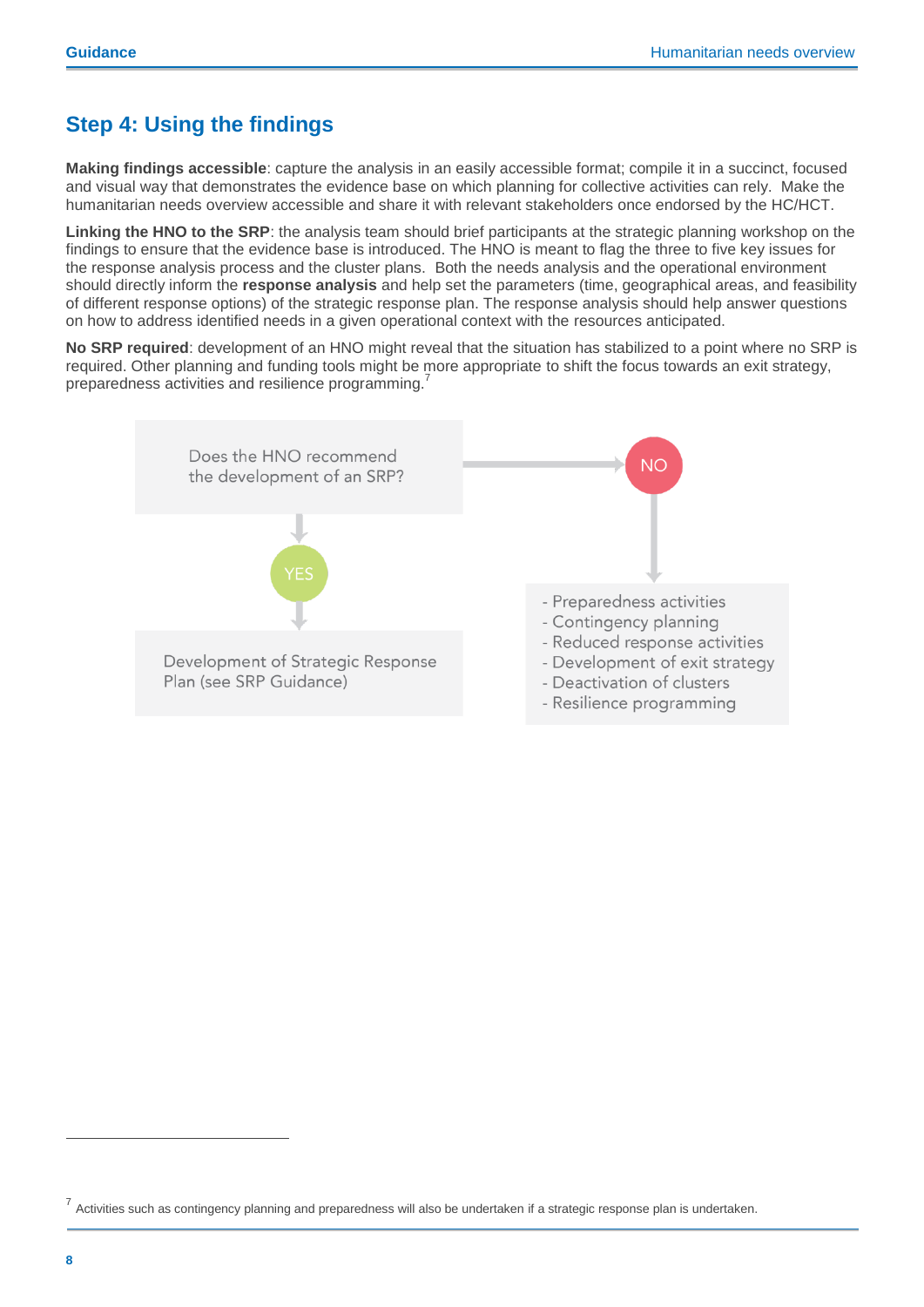## Step 4: Using the findings

**Making findings accessible**: capture the analysis in an easily accessible format; compile it in a succinct, focused and visual way that demonstrates the evidence base on which planning for collective activities can rely. Make the humanitarian needs overview accessible and share it with relevant stakeholders once endorsed by the HC/HCT.

**Linking the HNO to the SRP**: the analysis team should brief participants at the strategic planning workshop on the findings to ensure that the evidence base is introduced. The HNO is meant to flag the three to five key issues for the response analysis process and the cluster plans. Both the needs analysis and the operational environment should directly inform the **response analysis** and help set the parameters (time, geographical areas, and feasibility of different response options) of the strategic response plan. The response analysis should help answer questions on how to address identified needs in a given operational context with the resources anticipated.

**No SRP required**: development of an HNO might reveal that the situation has stabilized to a point where no SRP is required. Other planning and funding tools might be more appropriate to shift the focus towards an exit strategy, preparedness activities and resilience programming.[7]

Does the HNO recommend the development of an SRP?

YES → Development of Strategic Response Plan (see SRP Guidance)

NO →
- Preparedness activities
- Contingency planning
- Reduced response activities
- Development of exit strategy
- Deactivation of clusters
- Resilience programming

---

[7] Activities such as contingency planning and preparedness will also be undertaken if a strategic response plan is undertaken.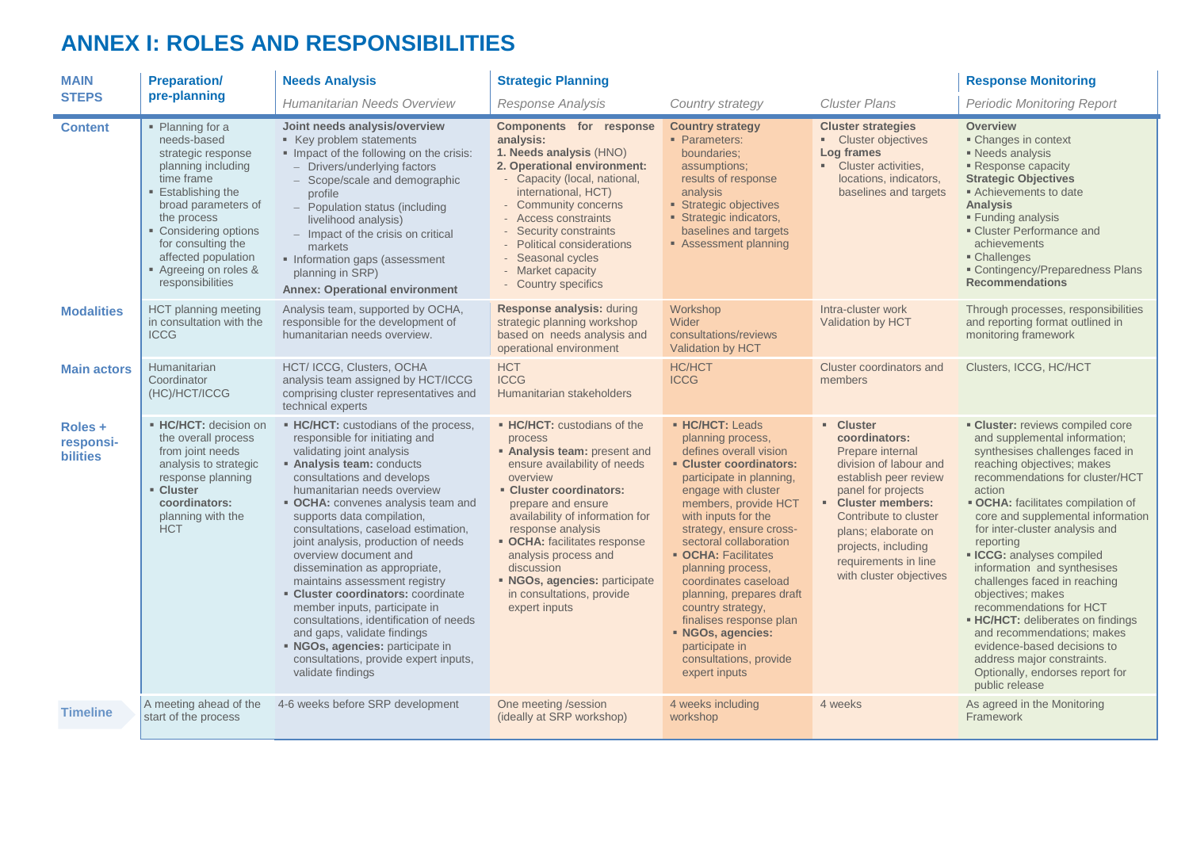# ANNEX I: ROLES AND RESPONSIBILITIES

| MAIN STEPS | Preparation/ pre-planning | Needs Analysis | Strategic Planning | | | Response Monitoring |
|---|---|---|---|---|---|---|
| | | *Humanitarian Needs Overview* | *Response Analysis* | *Country strategy* | *Cluster Plans* | *Periodic Monitoring Report* |
| **Content** | ▪ Planning for a needs-based strategic response planning including time frame<br>▪ Establishing the broad parameters of the process<br>▪ Considering options for consulting the affected population<br>▪ Agreeing on roles & responsibilities | **Joint needs analysis/overview**<br>▪ Key problem statements<br>▪ Impact of the following on the crisis:<br>– Drivers/underlying factors<br>– Scope/scale and demographic profile<br>– Population status (including livelihood analysis)<br>– Impact of the crisis on critical markets<br>▪ Information gaps (assessment planning in SRP)<br>**Annex: Operational environment** | **Components for response analysis:**<br>**1. Needs analysis** (HNO)<br>**2. Operational environment:**<br>- Capacity (local, national, international, HCT)<br>- Community concerns<br>- Access constraints<br>- Security constraints<br>- Political considerations<br>- Seasonal cycles<br>- Market capacity<br>- Country specifics | **Country strategy**<br>▪ Parameters: boundaries; assumptions; results of response analysis<br>▪ Strategic objectives<br>▪ Strategic indicators, baselines and targets<br>▪ Assessment planning | **Cluster strategies**<br>▪ Cluster objectives<br>**Log frames**<br>▪ Cluster activities, locations, indicators, baselines and targets | **Overview**<br>▪ Changes in context<br>▪ Needs analysis<br>▪ Response capacity<br>**Strategic Objectives**<br>▪ Achievements to date<br>**Analysis**<br>▪ Funding analysis<br>▪ Cluster Performance and achievements<br>▪ Challenges<br>▪ Contingency/Preparedness Plans<br>**Recommendations** |
| **Modalities** | HCT planning meeting in consultation with the ICCG | Analysis team, supported by OCHA, responsible for the development of humanitarian needs overview. | **Response analysis:** during strategic planning workshop based on needs analysis and operational environment | Workshop<br>Wider consultations/reviews<br>Validation by HCT | Intra-cluster work<br>Validation by HCT | Through processes, responsibilities and reporting format outlined in monitoring framework |
| **Main actors** | Humanitarian Coordinator (HC)/HCT/ICCG | HCT/ ICCG, Clusters, OCHA analysis team assigned by HCT/ICCG comprising cluster representatives and technical experts | HCT<br>ICCG<br>Humanitarian stakeholders | HC/HCT<br>ICCG | Cluster coordinators and members | Clusters, ICCG, HC/HCT |
| **Roles + responsi-bilities** | ▪ **HC/HCT:** decision on the overall process from joint needs analysis to strategic response planning<br>▪ **Cluster coordinators:** planning with the HCT | ▪ **HC/HCT:** custodians of the process, responsible for initiating and validating joint analysis<br>▪ **Analysis team:** conducts consultations and develops humanitarian needs overview<br>▪ **OCHA:** convenes analysis team and supports data compilation, consultations, caseload estimation, joint analysis, production of needs overview document and dissemination as appropriate, maintains assessment registry<br>▪ **Cluster coordinators:** coordinate member inputs, participate in consultations, identification of needs and gaps, validate findings<br>▪ **NGOs, agencies:** participate in consultations, provide expert inputs, validate findings | ▪ **HC/HCT:** custodians of the process<br>▪ **Analysis team:** present and ensure availability of needs overview<br>▪ **Cluster coordinators:** prepare and ensure availability of information for response analysis<br>▪ **OCHA:** facilitates response analysis process and discussion<br>▪ **NGOs, agencies:** participate in consultations, provide expert inputs | ▪ **HC/HCT:** Leads planning process, defines overall vision<br>▪ **Cluster coordinators:** participate in planning, engage with cluster members, provide HCT with inputs for the strategy, ensure cross-sectoral collaboration<br>▪ **OCHA:** Facilitates planning process, coordinates caseload planning, prepares draft country strategy, finalises response plan<br>▪ **NGOs, agencies:** participate in consultations, provide expert inputs | ▪ **Cluster coordinators:** Prepare internal division of labour and establish peer review panel for projects<br>▪ **Cluster members:** Contribute to cluster plans; elaborate on projects, including requirements in line with cluster objectives | ▪ **Cluster:** reviews compiled core and supplemental information; synthesises challenges faced in reaching objectives; makes recommendations for cluster/HCT action<br>▪ **OCHA:** facilitates compilation of core and supplemental information for inter-cluster analysis and reporting<br>▪ **ICCG:** analyses compiled information and synthesises challenges faced in reaching objectives; makes recommendations for HCT<br>▪ **HC/HCT:** deliberates on findings and recommendations; makes evidence-based decisions to address major constraints. Optionally, endorses report for public release |
| **Timeline** | A meeting ahead of the start of the process | 4-6 weeks before SRP development | One meeting /session (ideally at SRP workshop) | 4 weeks including workshop | 4 weeks | As agreed in the Monitoring Framework |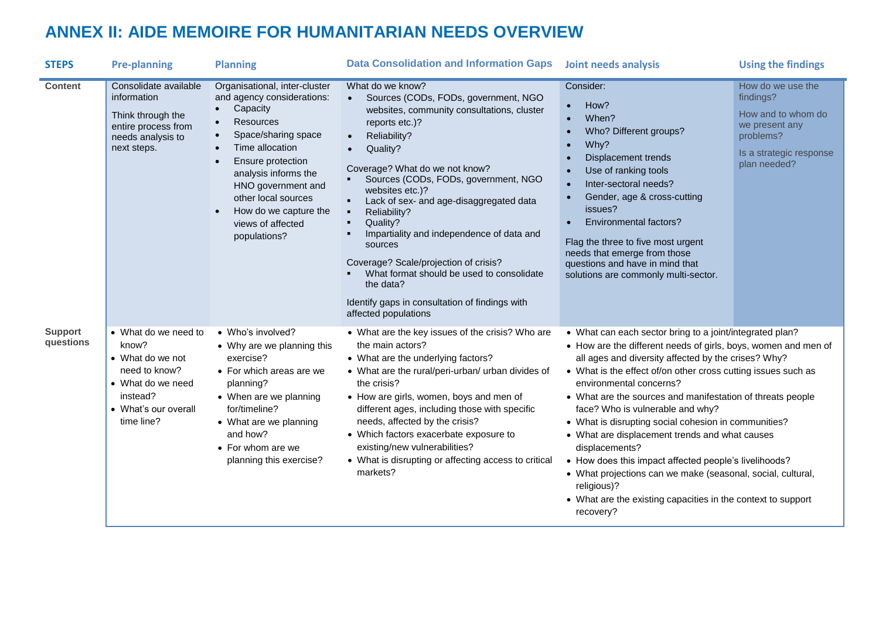# ANNEX II: AIDE MEMOIRE FOR HUMANITARIAN NEEDS OVERVIEW

| STEPS | Pre-planning | Planning | Data Consolidation and Information Gaps | Joint needs analysis | Using the findings |
|---|---|---|---|---|---|
| Content | Consolidate available information<br><br>Think through the entire process from needs analysis to next steps. | Organisational, inter-cluster and agency considerations:<br>• Capacity<br>• Resources<br>• Space/sharing space<br>• Time allocation<br>• Ensure protection analysis informs the HNO government and other local sources<br>• How do we capture the views of affected populations? | What do we know?<br>• Sources (CODs, FODs, government, NGO websites, community consultations, cluster reports etc.)?<br>• Reliability?<br>• Quality?<br><br>Coverage? What do we not know?<br>▪ Sources (CODs, FODs, government, NGO websites etc.)?<br>▪ Lack of sex- and age-disaggregated data<br>▪ Reliability?<br>▪ Quality?<br>▪ Impartiality and independence of data and sources<br><br>Coverage? Scale/projection of crisis?<br>▪ What format should be used to consolidate the data?<br><br>Identify gaps in consultation of findings with affected populations | Consider:<br>• How?<br>• When?<br>• Who? Different groups?<br>• Why?<br>• Displacement trends<br>• Use of ranking tools<br>• Inter-sectoral needs?<br>• Gender, age & cross-cutting issues?<br>• Environmental factors?<br><br>Flag the three to five most urgent needs that emerge from those questions and have in mind that solutions are commonly multi-sector. | How do we use the findings?<br><br>How and to whom do we present any problems?<br><br>Is a strategic response plan needed? |
| Support questions | • What do we need to know?<br>• What do we not need to know?<br>• What do we need instead?<br>• What's our overall time line? | • Who's involved?<br>• Why are we planning this exercise?<br>• For which areas are we planning?<br>• When are we planning for/timeline?<br>• What are we planning and how?<br>• For whom are we planning this exercise? | • What are the key issues of the crisis? Who are the main actors?<br>• What are the underlying factors?<br>• What are the rural/peri-urban/ urban divides of the crisis?<br>• How are girls, women, boys and men of different ages, including those with specific needs, affected by the crisis?<br>• Which factors exacerbate exposure to existing/new vulnerabilities?<br>• What is disrupting or affecting access to critical markets? | • What can each sector bring to a joint/integrated plan?<br>• How are the different needs of girls, boys, women and men of all ages and diversity affected by the crises? Why?<br>• What is the effect of/on other cross cutting issues such as environmental concerns?<br>• What are the sources and manifestation of threats people face? Who is vulnerable and why?<br>• What is disrupting social cohesion in communities?<br>• What are displacement trends and what causes displacements?<br>• How does this impact affected people's livelihoods?<br>• What projections can we make (seasonal, social, cultural, religious)?<br>• What are the existing capacities in the context to support recovery? | |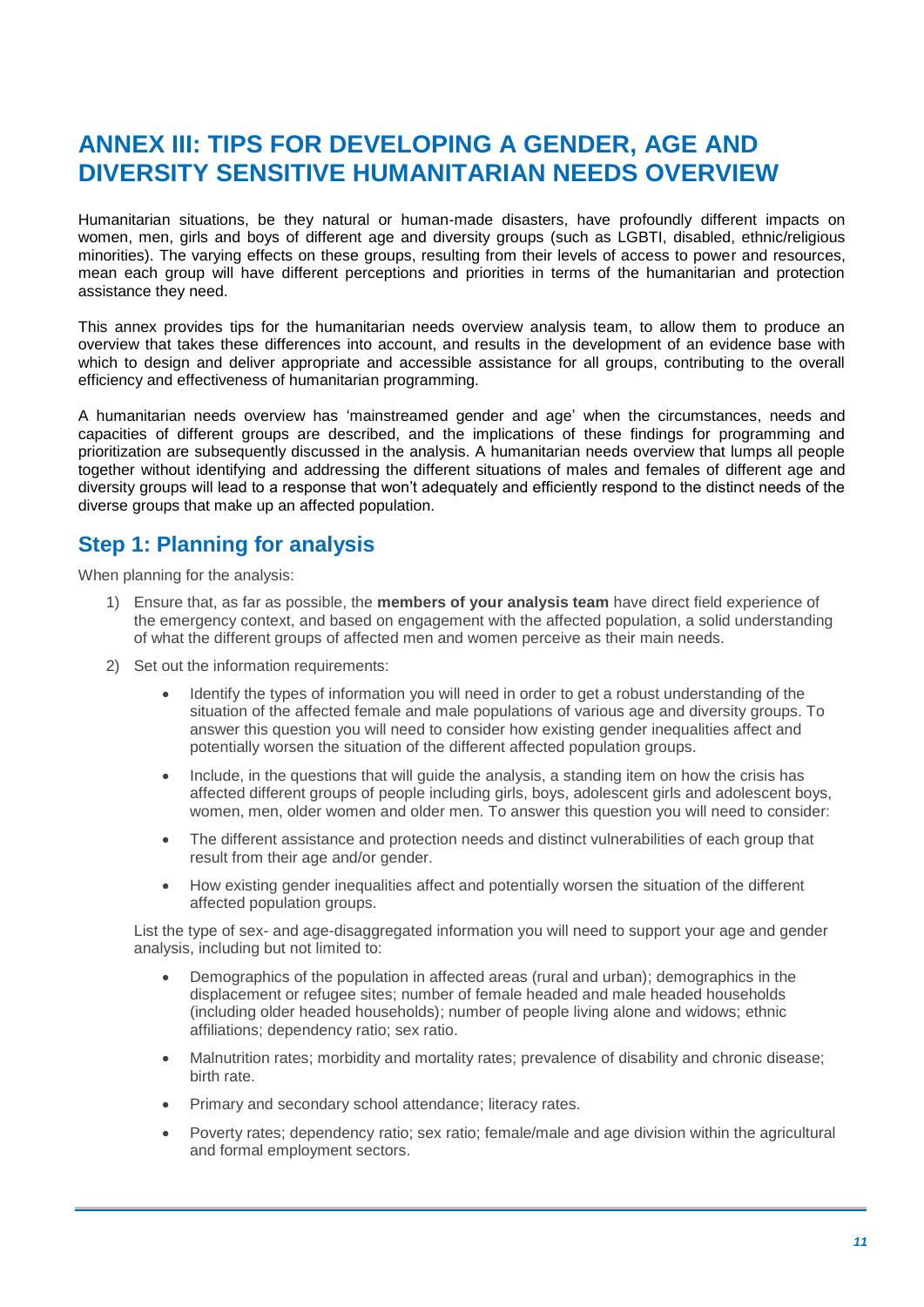# ANNEX III: TIPS FOR DEVELOPING A GENDER, AGE AND DIVERSITY SENSITIVE HUMANITARIAN NEEDS OVERVIEW

Humanitarian situations, be they natural or human-made disasters, have profoundly different impacts on women, men, girls and boys of different age and diversity groups (such as LGBTI, disabled, ethnic/religious minorities). The varying effects on these groups, resulting from their levels of access to power and resources, mean each group will have different perceptions and priorities in terms of the humanitarian and protection assistance they need.

This annex provides tips for the humanitarian needs overview analysis team, to allow them to produce an overview that takes these differences into account, and results in the development of an evidence base with which to design and deliver appropriate and accessible assistance for all groups, contributing to the overall efficiency and effectiveness of humanitarian programming.

A humanitarian needs overview has 'mainstreamed gender and age' when the circumstances, needs and capacities of different groups are described, and the implications of these findings for programming and prioritization are subsequently discussed in the analysis. A humanitarian needs overview that lumps all people together without identifying and addressing the different situations of males and females of different age and diversity groups will lead to a response that won't adequately and efficiently respond to the distinct needs of the diverse groups that make up an affected population.

## Step 1: Planning for analysis

When planning for the analysis:

1) Ensure that, as far as possible, the **members of your analysis team** have direct field experience of the emergency context, and based on engagement with the affected population, a solid understanding of what the different groups of affected men and women perceive as their main needs.

2) Set out the information requirements:

   - Identify the types of information you will need in order to get a robust understanding of the situation of the affected female and male populations of various age and diversity groups. To answer this question you will need to consider how existing gender inequalities affect and potentially worsen the situation of the different affected population groups.
   - Include, in the questions that will guide the analysis, a standing item on how the crisis has affected different groups of people including girls, boys, adolescent girls and adolescent boys, women, men, older women and older men. To answer this question you will need to consider:
   - The different assistance and protection needs and distinct vulnerabilities of each group that result from their age and/or gender.
   - How existing gender inequalities affect and potentially worsen the situation of the different affected population groups.

   List the type of sex- and age-disaggregated information you will need to support your age and gender analysis, including but not limited to:

   - Demographics of the population in affected areas (rural and urban); demographics in the displacement or refugee sites; number of female headed and male headed households (including older headed households); number of people living alone and widows; ethnic affiliations; dependency ratio; sex ratio.
   - Malnutrition rates; morbidity and mortality rates; prevalence of disability and chronic disease; birth rate.
   - Primary and secondary school attendance; literacy rates.
   - Poverty rates; dependency ratio; sex ratio; female/male and age division within the agricultural and formal employment sectors.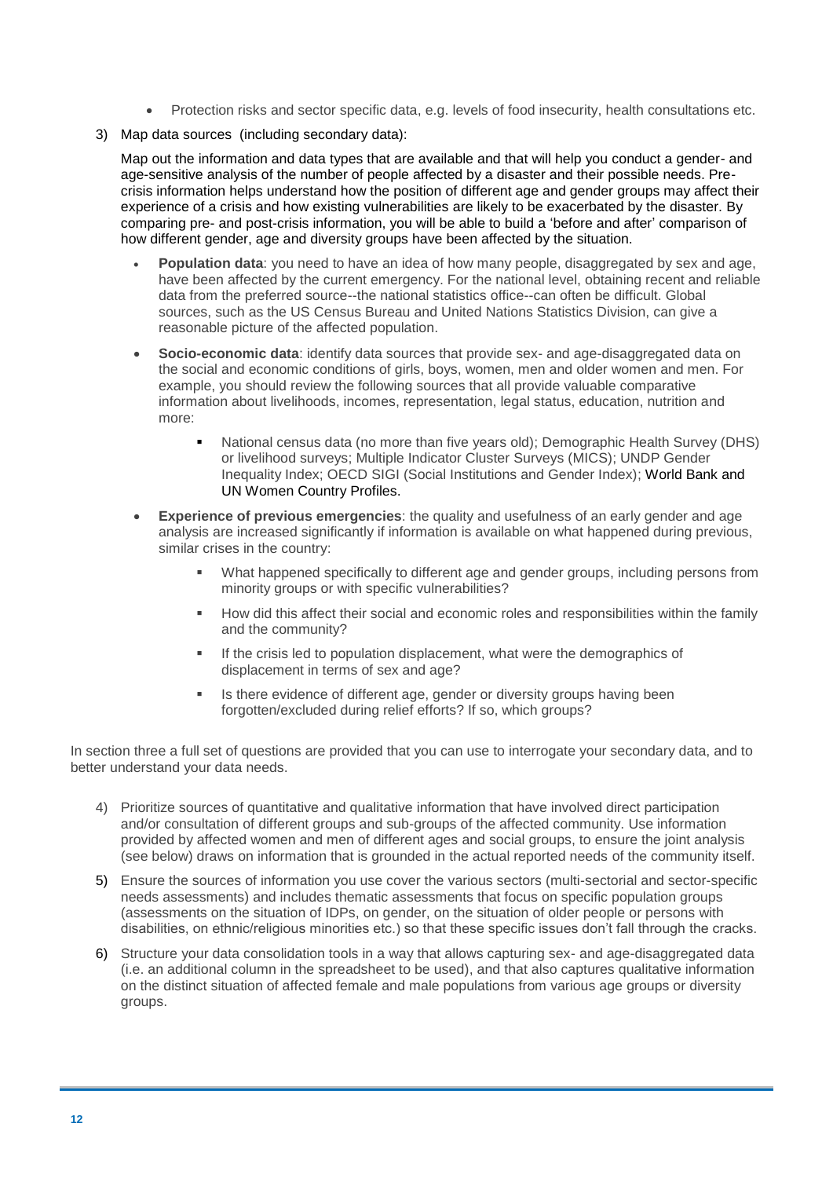- Protection risks and sector specific data, e.g. levels of food insecurity, health consultations etc.

3) Map data sources (including secondary data):

   Map out the information and data types that are available and that will help you conduct a gender- and age-sensitive analysis of the number of people affected by a disaster and their possible needs. Pre-crisis information helps understand how the position of different age and gender groups may affect their experience of a crisis and how existing vulnerabilities are likely to be exacerbated by the disaster. By comparing pre- and post-crisis information, you will be able to build a 'before and after' comparison of how different gender, age and diversity groups have been affected by the situation.

   - **Population data**: you need to have an idea of how many people, disaggregated by sex and age, have been affected by the current emergency. For the national level, obtaining recent and reliable data from the preferred source--the national statistics office--can often be difficult. Global sources, such as the US Census Bureau and United Nations Statistics Division, can give a reasonable picture of the affected population.
   - **Socio-economic data**: identify data sources that provide sex- and age-disaggregated data on the social and economic conditions of girls, boys, women, men and older women and men. For example, you should review the following sources that all provide valuable comparative information about livelihoods, incomes, representation, legal status, education, nutrition and more:
     - National census data (no more than five years old); Demographic Health Survey (DHS) or livelihood surveys; Multiple Indicator Cluster Surveys (MICS); UNDP Gender Inequality Index; OECD SIGI (Social Institutions and Gender Index); World Bank and UN Women Country Profiles.
   - **Experience of previous emergencies**: the quality and usefulness of an early gender and age analysis are increased significantly if information is available on what happened during previous, similar crises in the country:
     - What happened specifically to different age and gender groups, including persons from minority groups or with specific vulnerabilities?
     - How did this affect their social and economic roles and responsibilities within the family and the community?
     - If the crisis led to population displacement, what were the demographics of displacement in terms of sex and age?
     - Is there evidence of different age, gender or diversity groups having been forgotten/excluded during relief efforts? If so, which groups?

In section three a full set of questions are provided that you can use to interrogate your secondary data, and to better understand your data needs.

4) Prioritize sources of quantitative and qualitative information that have involved direct participation and/or consultation of different groups and sub-groups of the affected community. Use information provided by affected women and men of different ages and social groups, to ensure the joint analysis (see below) draws on information that is grounded in the actual reported needs of the community itself.
5) Ensure the sources of information you use cover the various sectors (multi-sectorial and sector-specific needs assessments) and includes thematic assessments that focus on specific population groups (assessments on the situation of IDPs, on gender, on the situation of older people or persons with disabilities, on ethnic/religious minorities etc.) so that these specific issues don't fall through the cracks.
6) Structure your data consolidation tools in a way that allows capturing sex- and age-disaggregated data (i.e. an additional column in the spreadsheet to be used), and that also captures qualitative information on the distinct situation of affected female and male populations from various age groups or diversity groups.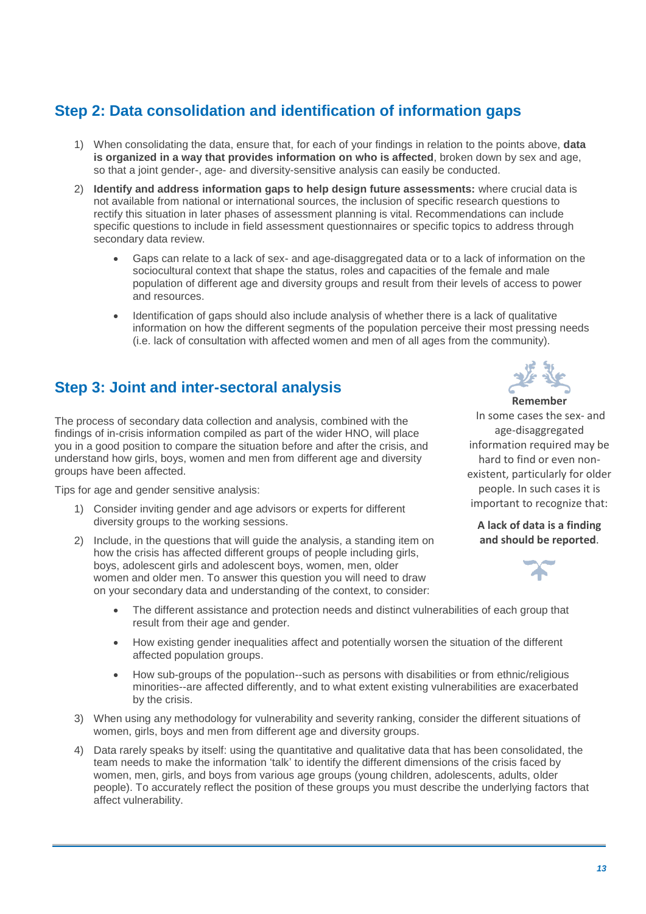## Step 2: Data consolidation and identification of information gaps

1) When consolidating the data, ensure that, for each of your findings in relation to the points above, **data is organized in a way that provides information on who is affected**, broken down by sex and age, so that a joint gender-, age- and diversity-sensitive analysis can easily be conducted.
2) **Identify and address information gaps to help design future assessments:** where crucial data is not available from national or international sources, the inclusion of specific research questions to rectify this situation in later phases of assessment planning is vital. Recommendations can include specific questions to include in field assessment questionnaires or specific topics to address through secondary data review.
    - Gaps can relate to a lack of sex- and age-disaggregated data or to a lack of information on the sociocultural context that shape the status, roles and capacities of the female and male population of different age and diversity groups and result from their levels of access to power and resources.
    - Identification of gaps should also include analysis of whether there is a lack of qualitative information on how the different segments of the population perceive their most pressing needs (i.e. lack of consultation with affected women and men of all ages from the community).

## Step 3: Joint and inter-sectoral analysis

The process of secondary data collection and analysis, combined with the findings of in-crisis information compiled as part of the wider HNO, will place you in a good position to compare the situation before and after the crisis, and understand how girls, boys, women and men from different age and diversity groups have been affected.

Tips for age and gender sensitive analysis:

1) Consider inviting gender and age advisors or experts for different diversity groups to the working sessions.
2) Include, in the questions that will guide the analysis, a standing item on how the crisis has affected different groups of people including girls, boys, adolescent girls and adolescent boys, women, men, older women and older men. To answer this question you will need to draw on your secondary data and understanding of the context, to consider:
    - The different assistance and protection needs and distinct vulnerabilities of each group that result from their age and gender.
    - How existing gender inequalities affect and potentially worsen the situation of the different affected population groups.
    - How sub-groups of the population--such as persons with disabilities or from ethnic/religious minorities--are affected differently, and to what extent existing vulnerabilities are exacerbated by the crisis.
3) When using any methodology for vulnerability and severity ranking, consider the different situations of women, girls, boys and men from different age and diversity groups.
4) Data rarely speaks by itself: using the quantitative and qualitative data that has been consolidated, the team needs to make the information 'talk' to identify the different dimensions of the crisis faced by women, men, girls, and boys from various age groups (young children, adolescents, adults, older people). To accurately reflect the position of these groups you must describe the underlying factors that affect vulnerability.

**Remember**

In some cases the sex- and age-disaggregated information required may be hard to find or even non-existent, particularly for older people. In such cases it is important to recognize that:

**A lack of data is a finding and should be reported**.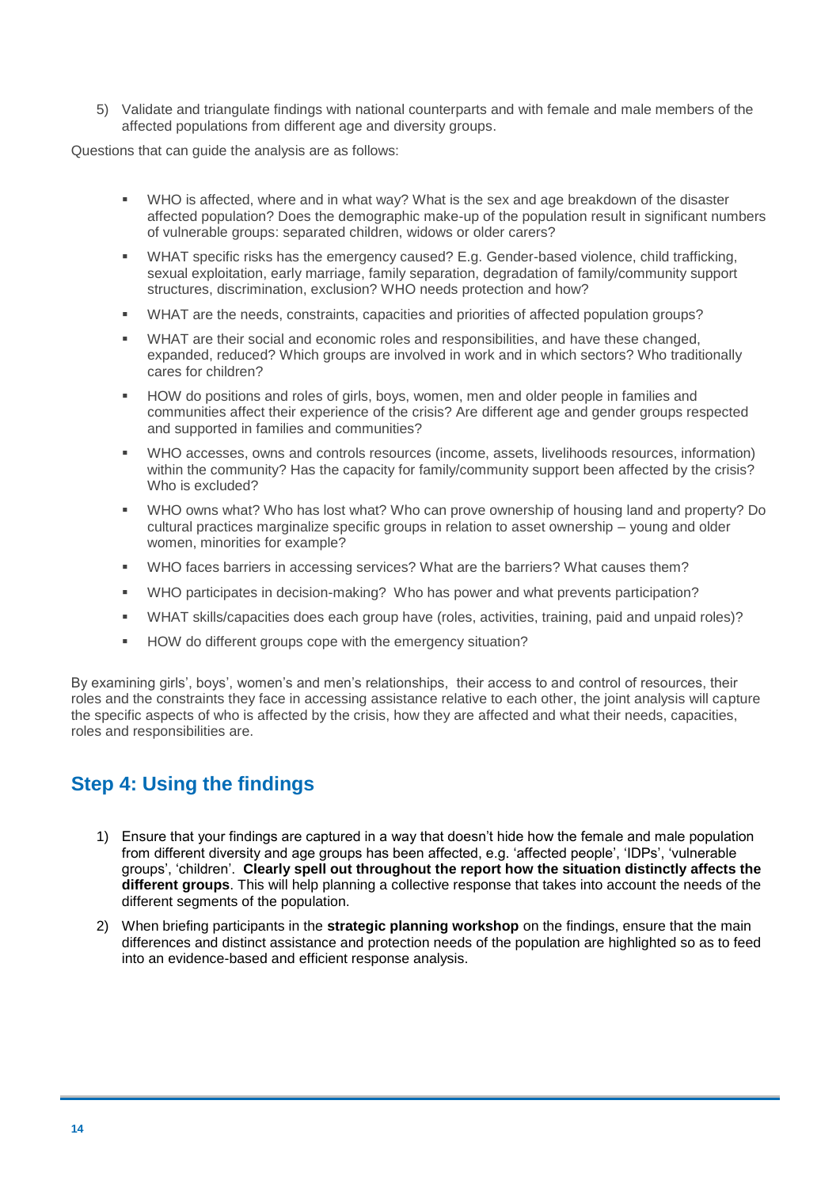5) Validate and triangulate findings with national counterparts and with female and male members of the affected populations from different age and diversity groups.

Questions that can guide the analysis are as follows:

- WHO is affected, where and in what way? What is the sex and age breakdown of the disaster affected population? Does the demographic make-up of the population result in significant numbers of vulnerable groups: separated children, widows or older carers?
- WHAT specific risks has the emergency caused? E.g. Gender-based violence, child trafficking, sexual exploitation, early marriage, family separation, degradation of family/community support structures, discrimination, exclusion? WHO needs protection and how?
- WHAT are the needs, constraints, capacities and priorities of affected population groups?
- WHAT are their social and economic roles and responsibilities, and have these changed, expanded, reduced? Which groups are involved in work and in which sectors? Who traditionally cares for children?
- HOW do positions and roles of girls, boys, women, men and older people in families and communities affect their experience of the crisis? Are different age and gender groups respected and supported in families and communities?
- WHO accesses, owns and controls resources (income, assets, livelihoods resources, information) within the community? Has the capacity for family/community support been affected by the crisis? Who is excluded?
- WHO owns what? Who has lost what? Who can prove ownership of housing land and property? Do cultural practices marginalize specific groups in relation to asset ownership – young and older women, minorities for example?
- WHO faces barriers in accessing services? What are the barriers? What causes them?
- WHO participates in decision-making? Who has power and what prevents participation?
- WHAT skills/capacities does each group have (roles, activities, training, paid and unpaid roles)?
- HOW do different groups cope with the emergency situation?

By examining girls', boys', women's and men's relationships, their access to and control of resources, their roles and the constraints they face in accessing assistance relative to each other, the joint analysis will capture the specific aspects of who is affected by the crisis, how they are affected and what their needs, capacities, roles and responsibilities are.

## Step 4: Using the findings

1) Ensure that your findings are captured in a way that doesn't hide how the female and male population from different diversity and age groups has been affected, e.g. 'affected people', 'IDPs', 'vulnerable groups', 'children'. **Clearly spell out throughout the report how the situation distinctly affects the different groups**. This will help planning a collective response that takes into account the needs of the different segments of the population.
2) When briefing participants in the **strategic planning workshop** on the findings, ensure that the main differences and distinct assistance and protection needs of the population are highlighted so as to feed into an evidence-based and efficient response analysis.